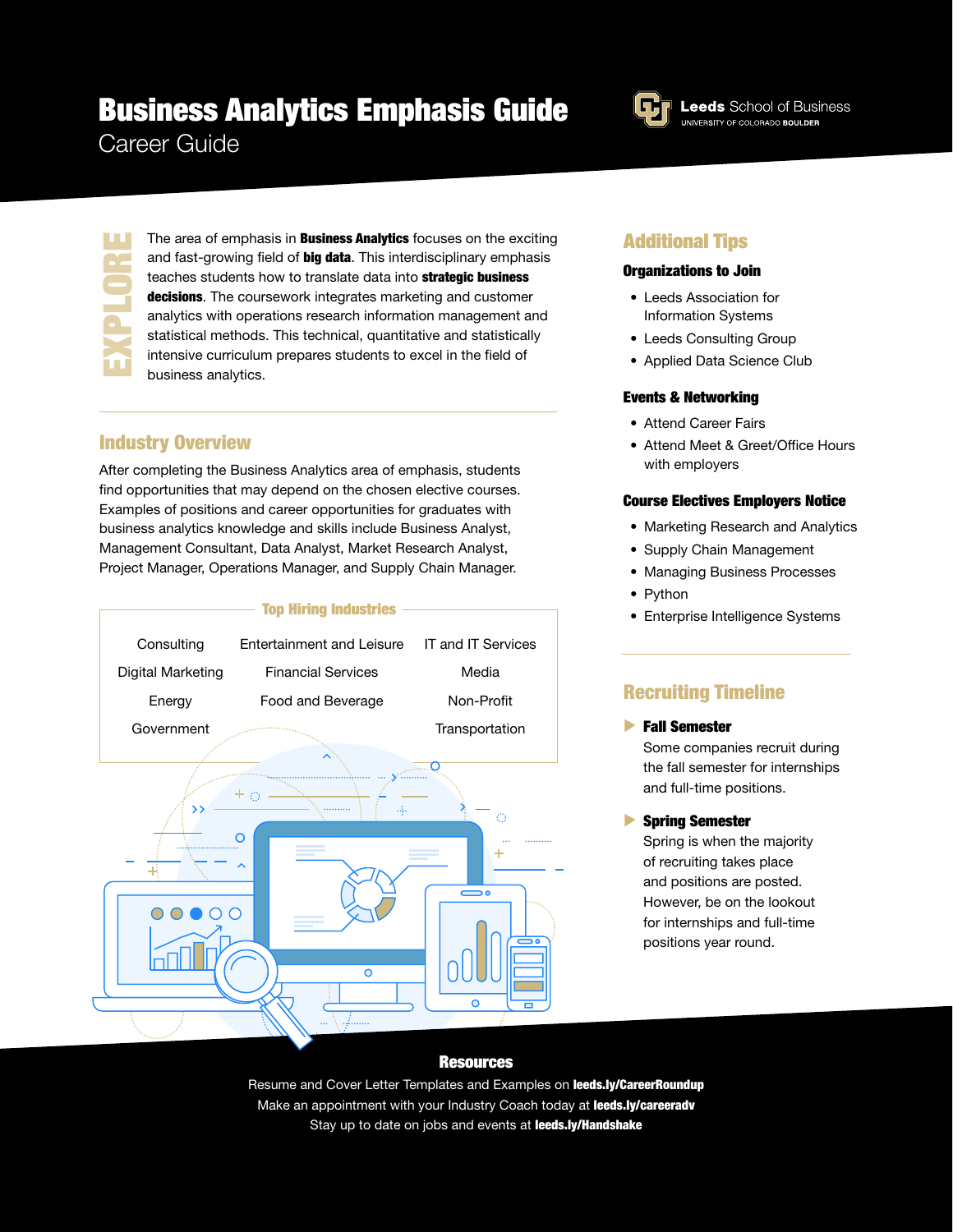# Business Analytics Emphasis Guide

Career Guide

Leeds School of Business
UNIVERSITY OF COLORADO BOULDER

## EXPLORE

The area of emphasis in **Business Analytics** focuses on the exciting and fast-growing field of **big data**. This interdisciplinary emphasis teaches students how to translate data into **strategic business decisions**. The coursework integrates marketing and customer analytics with operations research information management and statistical methods. This technical, quantitative and statistically intensive curriculum prepares students to excel in the field of business analytics.

## Industry Overview

After completing the Business Analytics area of emphasis, students find opportunities that may depend on the chosen elective courses. Examples of positions and career opportunities for graduates with business analytics knowledge and skills include Business Analyst, Management Consultant, Data Analyst, Market Research Analyst, Project Manager, Operations Manager, and Supply Chain Manager.

### Top Hiring Industries

| | | |
|---|---|---|
| Consulting | Entertainment and Leisure | IT and IT Services |
| Digital Marketing | Financial Services | Media |
| Energy | Food and Beverage | Non-Profit |
| Government | | Transportation |

## Additional Tips

### Organizations to Join

- Leeds Association for Information Systems
- Leeds Consulting Group
- Applied Data Science Club

### Events & Networking

- Attend Career Fairs
- Attend Meet & Greet/Office Hours with employers

### Course Electives Employers Notice

- Marketing Research and Analytics
- Supply Chain Management
- Managing Business Processes
- Python
- Enterprise Intelligence Systems

## Recruiting Timeline

### Fall Semester

Some companies recruit during the fall semester for internships and full-time positions.

### Spring Semester

Spring is when the majority of recruiting takes place and positions are posted. However, be on the lookout for internships and full-time positions year round.

## Resources

Resume and Cover Letter Templates and Examples on **leeds.ly/CareerRoundup**

Make an appointment with your Industry Coach today at **leeds.ly/careeradv**

Stay up to date on jobs and events at **leeds.ly/Handshake**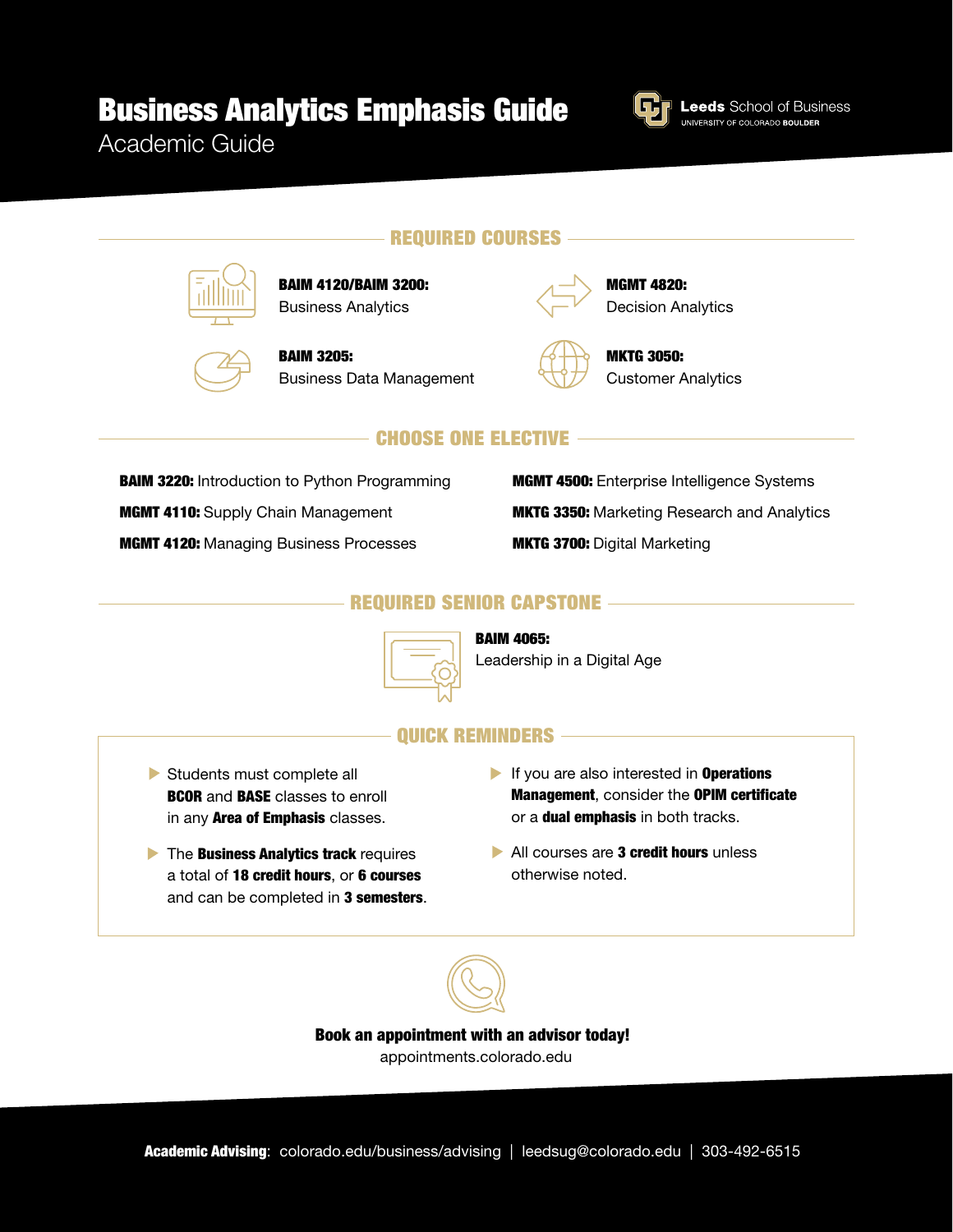# Business Analytics Emphasis Guide

Academic Guide

Leeds School of Business
UNIVERSITY OF COLORADO BOULDER

## REQUIRED COURSES

**BAIM 4120/BAIM 3200:**
Business Analytics

**MGMT 4820:**
Decision Analytics

**BAIM 3205:**
Business Data Management

**MKTG 3050:**
Customer Analytics

## CHOOSE ONE ELECTIVE

**BAIM 3220:** Introduction to Python Programming

**MGMT 4110:** Supply Chain Management

**MGMT 4120:** Managing Business Processes

**MGMT 4500:** Enterprise Intelligence Systems

**MKTG 3350:** Marketing Research and Analytics

**MKTG 3700:** Digital Marketing

## REQUIRED SENIOR CAPSTONE

**BAIM 4065:**
Leadership in a Digital Age

## QUICK REMINDERS

- Students must complete all **BCOR** and **BASE** classes to enroll in any **Area of Emphasis** classes.
- The **Business Analytics track** requires a total of **18 credit hours**, or **6 courses** and can be completed in **3 semesters**.
- If you are also interested in **Operations Management**, consider the **OPIM certificate** or a **dual emphasis** in both tracks.
- All courses are **3 credit hours** unless otherwise noted.

**Book an appointment with an advisor today!**
appointments.colorado.edu

**Academic Advising**: colorado.edu/business/advising | leedsug@colorado.edu | 303-492-6515